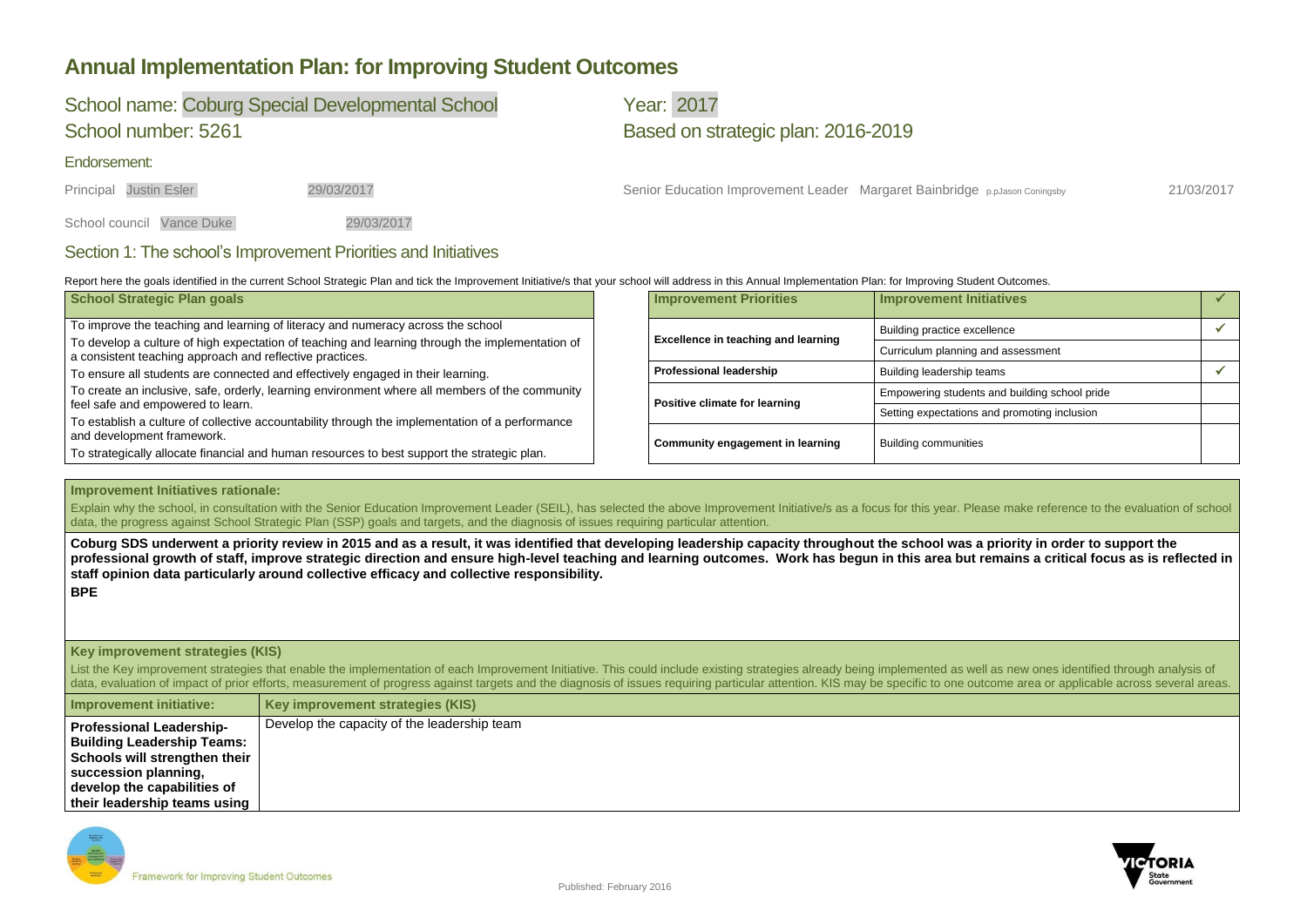# Annual Implementation Plan: for Improving Student Outcomes

School name: Coburg Special Developmental School

School number: 5261

Year: 2017

Based on strategic plan: 2016-2019

Endorsement:

Principal Justin Esler 29/03/2017

School council Vance Duke 29/03/2017

Senior Education Improvement Leader Margaret Bainbridge p.pJason Coningsby 21/03/2017

## Section 1: The school's Improvement Priorities and Initiatives

Report here the goals identified in the current School Strategic Plan and tick the Improvement Initiative/s that your school will address in this Annual Implementation Plan: for Improving Student Outcomes.

| School Strategic Plan goals |
|---|
| To improve the teaching and learning of literacy and numeracy across the school |
| To develop a culture of high expectation of teaching and learning through the implementation of a consistent teaching approach and reflective practices. |
| To ensure all students are connected and effectively engaged in their learning. |
| To create an inclusive, safe, orderly, learning environment where all members of the community feel safe and empowered to learn. |
| To establish a culture of collective accountability through the implementation of a performance and development framework. |
| To strategically allocate financial and human resources to best support the strategic plan. |

| Improvement Priorities | Improvement Initiatives | ✓ |
|---|---|---|
| Excellence in teaching and learning | Building practice excellence | ✓ |
| | Curriculum planning and assessment | |
| Professional leadership | Building leadership teams | ✓ |
| Positive climate for learning | Empowering students and building school pride | |
| | Setting expectations and promoting inclusion | |
| Community engagement in learning | Building communities | |

**Improvement Initiatives rationale:**

Explain why the school, in consultation with the Senior Education Improvement Leader (SEIL), has selected the above Improvement Initiative/s as a focus for this year. Please make reference to the evaluation of school data, the progress against School Strategic Plan (SSP) goals and targets, and the diagnosis of issues requiring particular attention.

**Coburg SDS underwent a priority review in 2015 and as a result, it was identified that developing leadership capacity throughout the school was a priority in order to support the professional growth of staff, improve strategic direction and ensure high-level teaching and learning outcomes. Work has begun in this area but remains a critical focus as is reflected in staff opinion data particularly around collective efficacy and collective responsibility.**

**BPE**

**Key improvement strategies (KIS)**

List the Key improvement strategies that enable the implementation of each Improvement Initiative. This could include existing strategies already being implemented as well as new ones identified through analysis of data, evaluation of impact of prior efforts, measurement of progress against targets and the diagnosis of issues requiring particular attention. KIS may be specific to one outcome area or applicable across several areas.

| Improvement initiative: | Key improvement strategies (KIS) |
|---|---|
| **Professional Leadership- Building Leadership Teams: Schools will strengthen their succession planning, develop the capabilities of their leadership teams using** | Develop the capacity of the leadership team |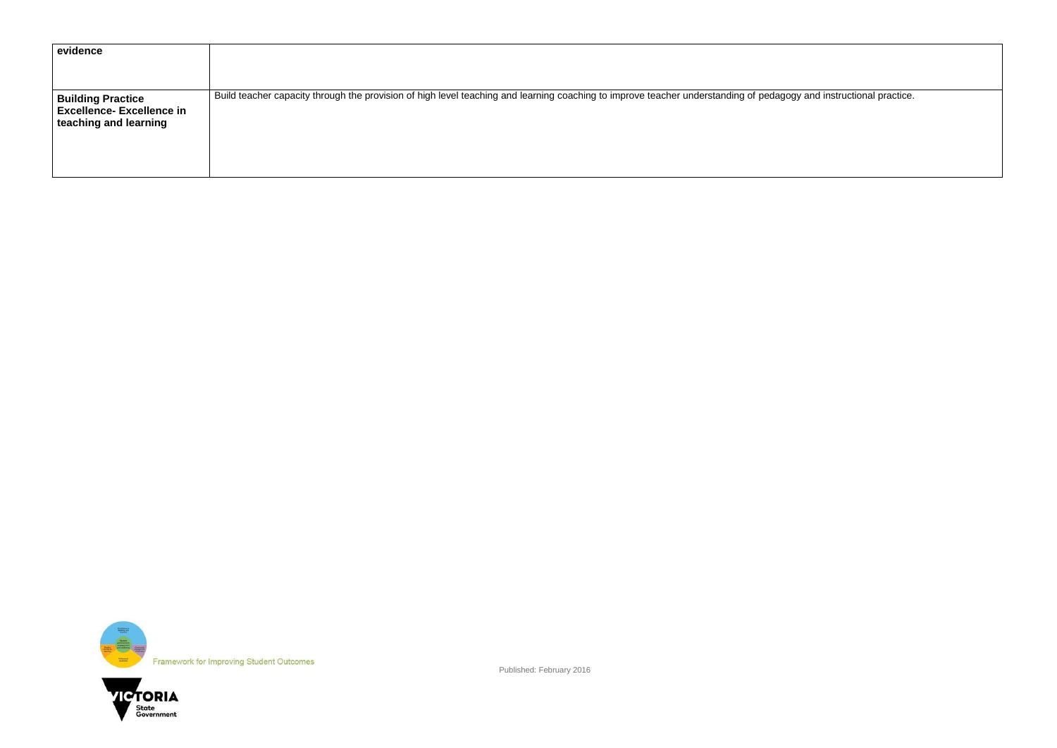| evidence | |
|---|---|
| **Building Practice Excellence- Excellence in teaching and learning** | Build teacher capacity through the provision of high level teaching and learning coaching to improve teacher understanding of pedagogy and instructional practice. |

Framework for Improving Student Outcomes

Published: February 2016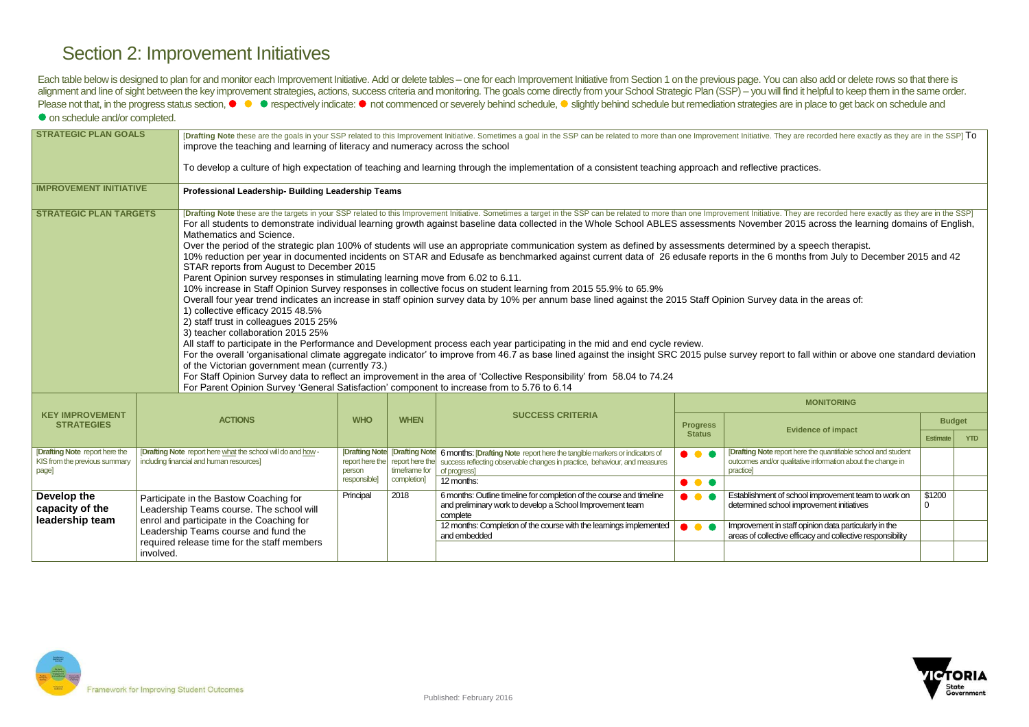# Section 2: Improvement Initiatives

Each table below is designed to plan for and monitor each Improvement Initiative. Add or delete tables – one for each Improvement Initiative from Section 1 on the previous page. You can also add or delete rows so that there is alignment and line of sight between the key improvement strategies, actions, success criteria and monitoring. The goals come directly from your School Strategic Plan (SSP) – you will find it helpful to keep them in the same order. Please not that, in the progress status section, ● ● ● respectively indicate: ● not commenced or severely behind schedule, ● slightly behind schedule but remediation strategies are in place to get back on schedule and ● on schedule and/or completed.

| **STRATEGIC PLAN GOALS** | [**Drafting Note** these are the goals in your SSP related to this Improvement Initiative. Sometimes a goal in the SSP can be related to more than one Improvement Initiative. They are recorded here exactly as they are in the SSP] To improve the teaching and learning of literacy and numeracy across the school<br><br>To develop a culture of high expectation of teaching and learning through the implementation of a consistent teaching approach and reflective practices. |
|---|---|
| **IMPROVEMENT INITIATIVE** | **Professional Leadership- Building Leadership Teams** |
| **STRATEGIC PLAN TARGETS** | [**Drafting Note** these are the targets in your SSP related to this Improvement Initiative. Sometimes a target in the SSP can be related to more than one Improvement Initiative. They are recorded here exactly as they are in the SSP]<br>For all students to demonstrate individual learning growth against baseline data collected in the Whole School ABLES assessments November 2015 across the learning domains of English, Mathematics and Science.<br>Over the period of the strategic plan 100% of students will use an appropriate communication system as defined by assessments determined by a speech therapist.<br>10% reduction per year in documented incidents on STAR and Edusafe as benchmarked against current data of 26 edusafe reports in the 6 months from July to December 2015 and 42 STAR reports from August to December 2015<br>Parent Opinion survey responses in stimulating learning move from 6.02 to 6.11.<br>10% increase in Staff Opinion Survey responses in collective focus on student learning from 2015 55.9% to 65.9%<br>Overall four year trend indicates an increase in staff opinion survey data by 10% per annum base lined against the 2015 Staff Opinion Survey data in the areas of:<br>1) collective efficacy 2015 48.5%<br>2) staff trust in colleagues 2015 25%<br>3) teacher collaboration 2015 25%<br>All staff to participate in the Performance and Development process each year participating in the mid and end cycle review.<br>For the overall 'organisational climate aggregate indicator' to improve from 46.7 as base lined against the insight SRC 2015 pulse survey report to fall within or above one standard deviation of the Victorian government mean (currently 73.)<br>For Staff Opinion Survey data to reflect an improvement in the area of 'Collective Responsibility' from 58.04 to 74.24<br>For Parent Opinion Survey 'General Satisfaction' component to increase from to 5.76 to 6.14 |

| KEY IMPROVEMENT STRATEGIES | ACTIONS | WHO | WHEN | SUCCESS CRITERIA | MONITORING | | | |
|---|---|---|---|---|---|---|---|---|
| | | | | | Progress Status | Evidence of impact | Budget | |
| | | | | | | | Estimate | YTD |
| [**Drafting Note** report here the KIS from the previous summary page] | [**Drafting Note** report here what the school will do and how - including financial and human resources] | [**Drafting Note** report here the person responsible] | [**Drafting Note** report here the timeframe for completion] | 6 months: [**Drafting Note** report here the tangible markers or indicators of success reflecting observable changes in practice, behaviour, and measures of progress] | ● ● ● | [**Drafting Note** report here the quantifiable school and student outcomes and/or qualitative information about the change in practice] | | |
| | | | | 12 months: | ● ● ● | | | |
| **Develop the capacity of the leadership team** | Participate in the Bastow Coaching for Leadership Teams course. The school will enrol and participate in the Coaching for Leadership Teams course and fund the required release time for the staff members involved. | Principal | 2018 | 6 months: Outline timeline for completion of the course and timeline and preliminary work to develop a School Improvement team complete | ● ● ● | Establishment of school improvement team to work on determined school improvement initiatives | $12000 | |
| | | | | 12 months: Completion of the course with the learnings implemented and embedded | ● ● ● | Improvement in staff opinion data particularly in the areas of collective efficacy and collective responsibility | | |
| | | | | | | | | |

Framework for Improving Student Outcomes

Published: February 2016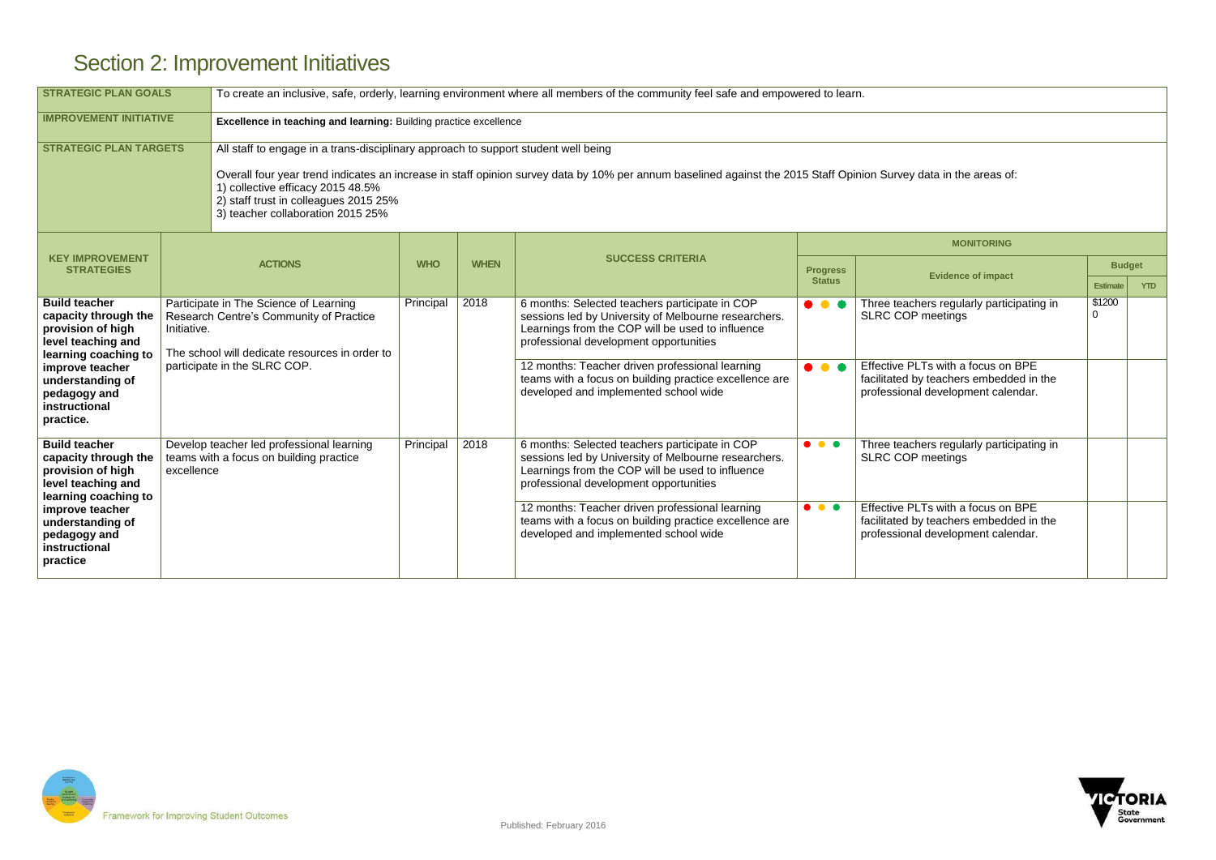# Section 2: Improvement Initiatives

| | |
|---|---|
| **STRATEGIC PLAN GOALS** | To create an inclusive, safe, orderly, learning environment where all members of the community feel safe and empowered to learn. |
| **IMPROVEMENT INITIATIVE** | **Excellence in teaching and learning:** Building practice excellence |
| **STRATEGIC PLAN TARGETS** | All staff to engage in a trans-disciplinary approach to support student well being<br><br>Overall four year trend indicates an increase in staff opinion survey data by 10% per annum baselined against the 2015 Staff Opinion Survey data in the areas of:<br>1) collective efficacy 2015 48.5%<br>2) staff trust in colleagues 2015 25%<br>3) teacher collaboration 2015 25% |

| KEY IMPROVEMENT STRATEGIES | ACTIONS | WHO | WHEN | SUCCESS CRITERIA | MONITORING | | | |
|---|---|---|---|---|---|---|---|---|
| | | | | | Progress Status | Evidence of impact | Budget | |
| | | | | | | | Estimate | YTD |
| **Build teacher capacity through the provision of high level teaching and learning coaching to improve teacher understanding of pedagogy and instructional practice.** | Participate in The Science of Learning Research Centre's Community of Practice Initiative.<br><br>The school will dedicate resources in order to participate in the SLRC COP. | Principal | 2018 | 6 months: Selected teachers participate in COP sessions led by University of Melbourne researchers. Learnings from the COP will be used to influence professional development opportunities | ● ● ● | Three teachers regularly participating in SLRC COP meetings | $12000 | |
| | | | | 12 months: Teacher driven professional learning teams with a focus on building practice excellence are developed and implemented school wide | ● ● ● | Effective PLTs with a focus on BPE facilitated by teachers embedded in the professional development calendar. | | |
| **Build teacher capacity through the provision of high level teaching and learning coaching to improve teacher understanding of pedagogy and instructional practice** | Develop teacher led professional learning teams with a focus on building practice excellence | Principal | 2018 | 6 months: Selected teachers participate in COP sessions led by University of Melbourne researchers. Learnings from the COP will be used to influence professional development opportunities | ● ● ● | Three teachers regularly participating in SLRC COP meetings | | |
| | | | | 12 months: Teacher driven professional learning teams with a focus on building practice excellence are developed and implemented school wide | ● ● ● | Effective PLTs with a focus on BPE facilitated by teachers embedded in the professional development calendar. | | |

Framework for Improving Student Outcomes

Published: February 2016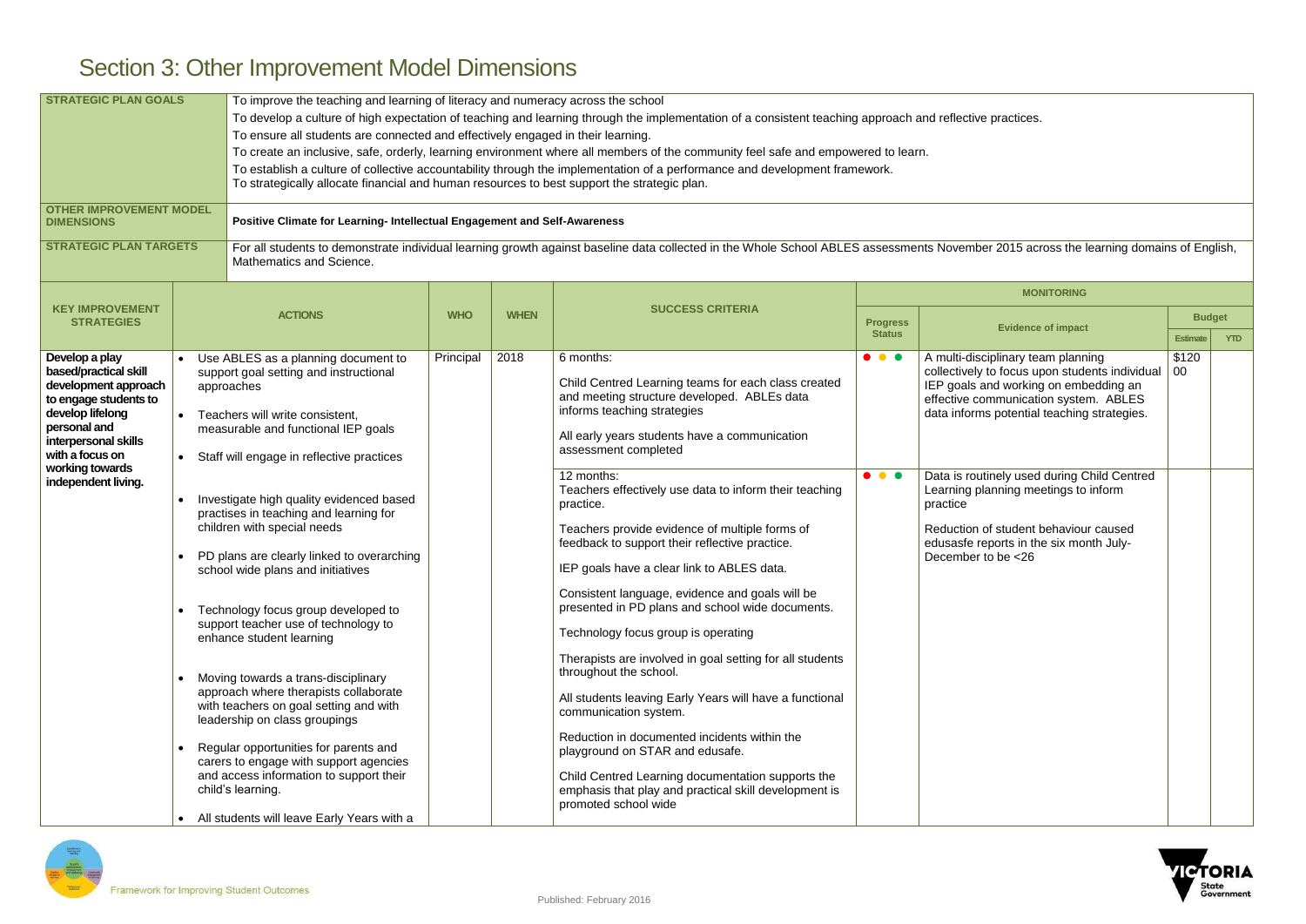# Section 3: Other Improvement Model Dimensions

| | |
|---|---|
| **STRATEGIC PLAN GOALS** | To improve the teaching and learning of literacy and numeracy across the school<br>To develop a culture of high expectation of teaching and learning through the implementation of a consistent teaching approach and reflective practices.<br>To ensure all students are connected and effectively engaged in their learning.<br>To create an inclusive, safe, orderly, learning environment where all members of the community feel safe and empowered to learn.<br>To establish a culture of collective accountability through the implementation of a performance and development framework.<br>To strategically allocate financial and human resources to best support the strategic plan. |
| **OTHER IMPROVEMENT MODEL DIMENSIONS** | **Positive Climate for Learning- Intellectual Engagement and Self-Awareness** |
| **STRATEGIC PLAN TARGETS** | For all students to demonstrate individual learning growth against baseline data collected in the Whole School ABLES assessments November 2015 across the learning domains of English, Mathematics and Science. |

| KEY IMPROVEMENT STRATEGIES | ACTIONS | WHO | WHEN | SUCCESS CRITERIA | MONITORING | | | |
|---|---|---|---|---|---|---|---|---|
| | | | | | Progress Status | Evidence of impact | Budget | |
| | | | | | | | Estimate | YTD |
| **Develop a play based/practical skill development approach to engage students to develop lifelong personal and interpersonal skills with a focus on working towards independent living.** | • Use ABLES as a planning document to support goal setting and instructional approaches<br>• Teachers will write consistent, measurable and functional IEP goals<br>• Staff will engage in reflective practices<br>• Investigate high quality evidenced based practises in teaching and learning for children with special needs<br>• PD plans are clearly linked to overarching school wide plans and initiatives<br>• Technology focus group developed to support teacher use of technology to enhance student learning<br>• Moving towards a trans-disciplinary approach where therapists collaborate with teachers on goal setting and with leadership on class groupings<br>• Regular opportunities for parents and carers to engage with support agencies and access information to support their child's learning.<br>• All students will leave Early Years with a | Principal | 2018 | 6 months:<br>Child Centred Learning teams for each class created and meeting structure developed. ABLEs data informs teaching strategies<br>All early years students have a communication assessment completed | ● ● ● | A multi-disciplinary team planning collectively to focus upon students individual IEP goals and working on embedding an effective communication system. ABLES data informs potential teaching strategies. | $12000 | |
| | | | | 12 months:<br>Teachers effectively use data to inform their teaching practice.<br>Teachers provide evidence of multiple forms of feedback to support their reflective practice.<br>IEP goals have a clear link to ABLES data.<br>Consistent language, evidence and goals will be presented in PD plans and school wide documents.<br>Technology focus group is operating<br>Therapists are involved in goal setting for all students throughout the school.<br>All students leaving Early Years will have a functional communication system.<br>Reduction in documented incidents within the playground on STAR and edusafe.<br>Child Centred Learning documentation supports the emphasis that play and practical skill development is promoted school wide | ● ● ● | Data is routinely used during Child Centred Learning planning meetings to inform practice<br>Reduction of student behaviour caused edusafe reports in the six month July-December to be <26 | | |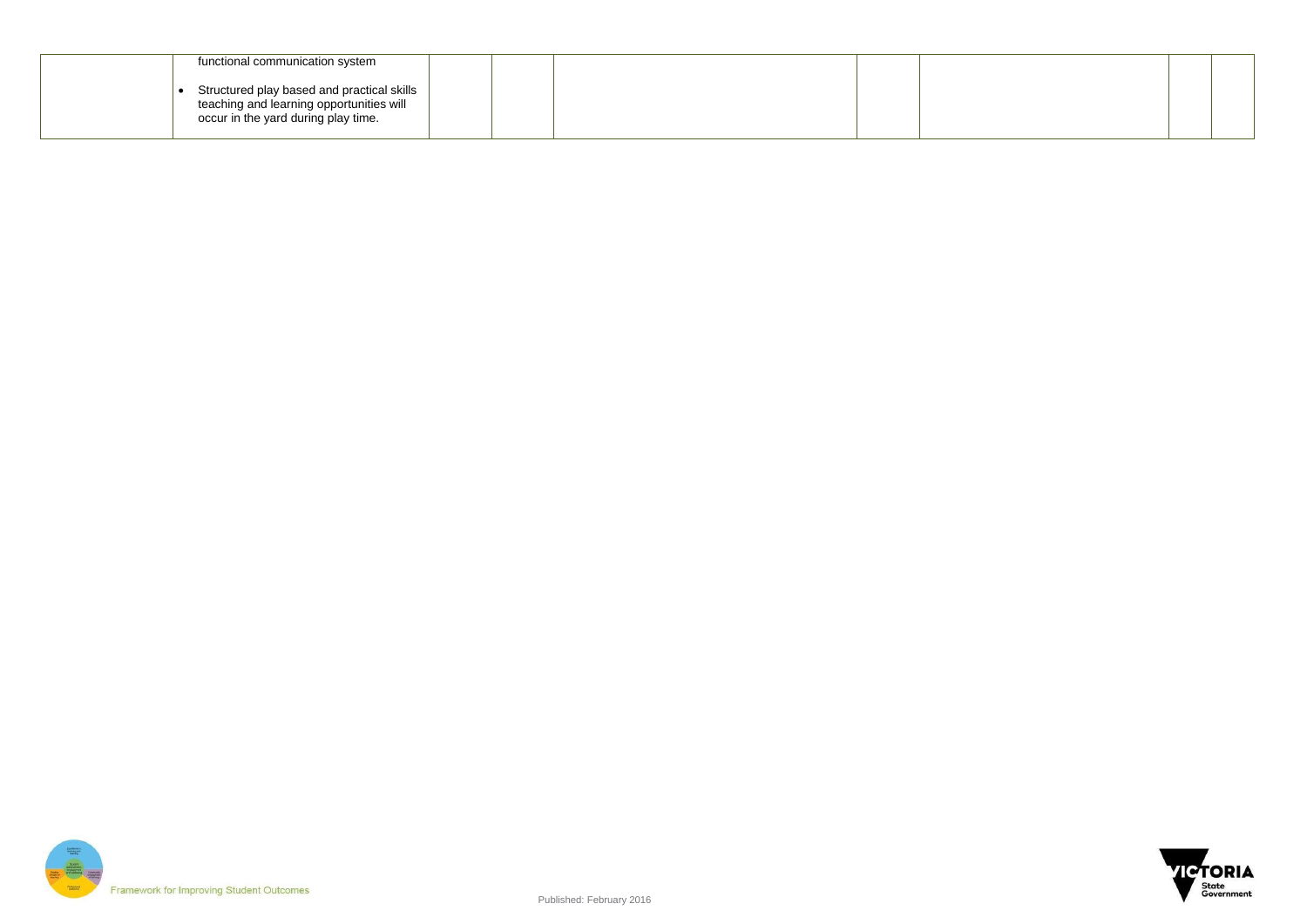| | | | | | | | | |
|---|---|---|---|---|---|---|---|---|
| | functional communication system<br><br>• Structured play based and practical skills teaching and learning opportunities will occur in the yard during play time. | | | | | | | |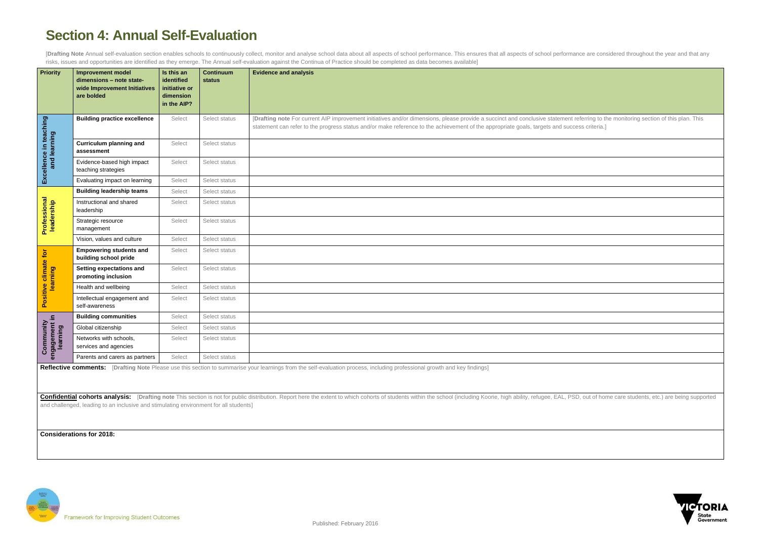# Section 4: Annual Self-Evaluation

[**Drafting Note** Annual self-evaluation section enables schools to continuously collect, monitor and analyse school data about all aspects of school performance. This ensures that all aspects of school performance are considered throughout the year and that any risks, issues and opportunities are identified as they emerge. The Annual self-evaluation against the Continua of Practice should be completed as data becomes available]

| Priority | Improvement model dimensions – note state-wide Improvement Initiatives are bolded | Is this an identified initiative or dimension in the AIP? | Continuum status | Evidence and analysis |
|---|---|---|---|---|
| Excellence in teaching and learning | **Building practice excellence** | Select | Select status | [**Drafting note** For current AIP improvement initiatives and/or dimensions, please provide a succinct and conclusive statement referring to the monitoring section of this plan. This statement can refer to the progress status and/or make reference to the achievement of the appropriate goals, targets and success criteria.] |
| | **Curriculum planning and assessment** | Select | Select status | |
| | Evidence-based high impact teaching strategies | Select | Select status | |
| | Evaluating impact on learning | Select | Select status | |
| Professional leadership | **Building leadership teams** | Select | Select status | |
| | Instructional and shared leadership | Select | Select status | |
| | Strategic resource management | Select | Select status | |
| | Vision, values and culture | Select | Select status | |
| Positive climate for learning | **Empowering students and building school pride** | Select | Select status | |
| | **Setting expectations and promoting inclusion** | Select | Select status | |
| | Health and wellbeing | Select | Select status | |
| | Intellectual engagement and self-awareness | Select | Select status | |
| Community engagement in learning | **Building communities** | Select | Select status | |
| | Global citizenship | Select | Select status | |
| | Networks with schools, services and agencies | Select | Select status | |
| | Parents and carers as partners | Select | Select status | |

**Reflective comments:** [**Drafting Note** Please use this section to summarise your learnings from the self-evaluation process, including professional growth and key findings]

**Confidential cohorts analysis:** [**Drafting note** This section is not for public distribution. Report here the extent to which cohorts of students within the school (including Koorie, high ability, refugee, EAL, PSD, out of home care students, etc.) are being supported and challenged, leading to an inclusive and stimulating environment for all students]

**Considerations for 2018:**

Framework for Improving Student Outcomes

Published: February 2016